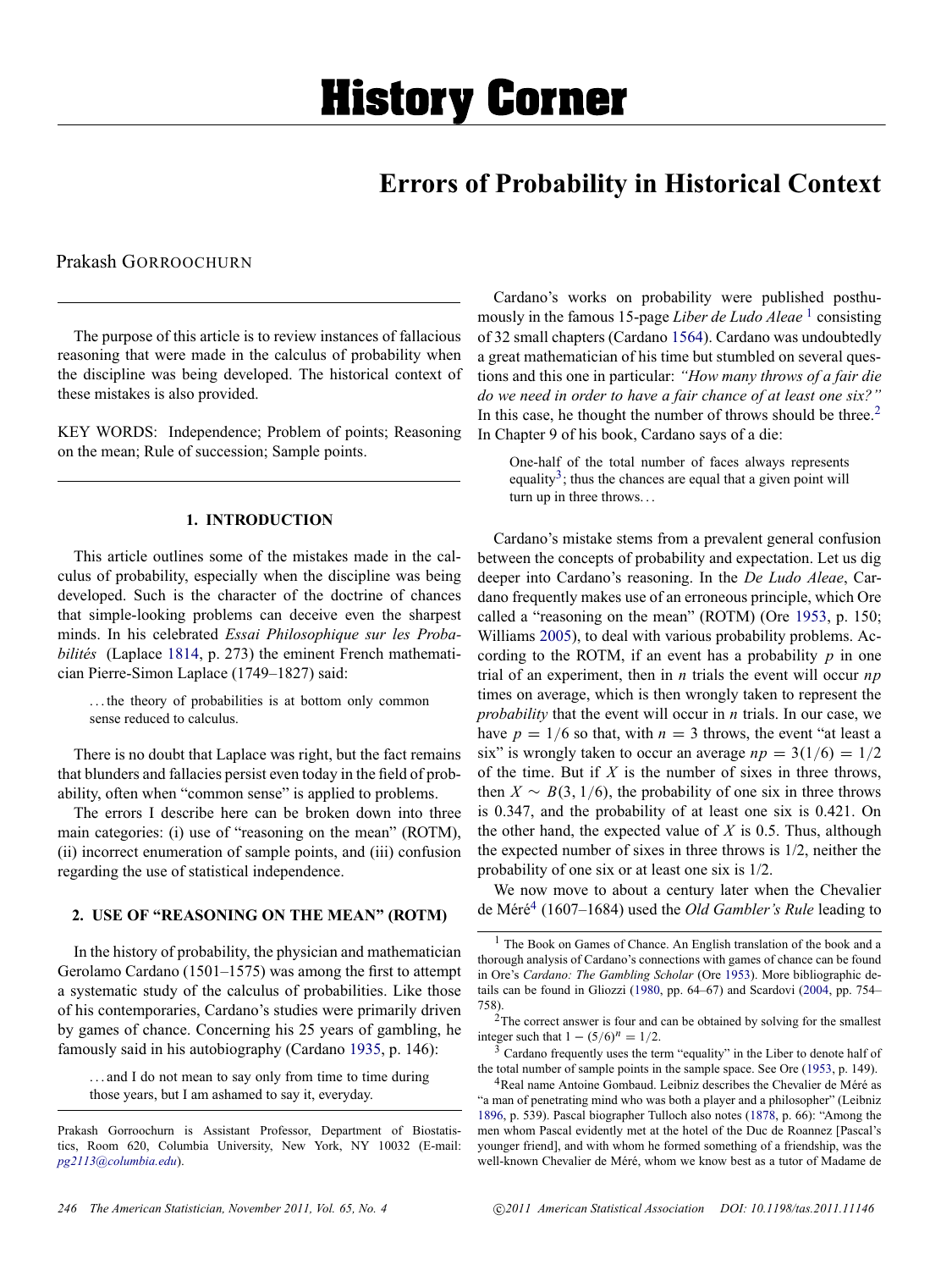# History Corner

## Errors of Probability in Historical Context

Prakash GORROOCHURN

The purpose of this article is to review instances of fallacious reasoning that were made in the calculus of probability when the discipline was being developed. The historical context of these mistakes is also provided.

KEY WORDS: Independence; Problem of points; Reasoning on the mean; Rule of succession; Sample points.

### 1. INTRODUCTION

This article outlines some of the mistakes made in the calculus of probability, especially when the discipline was being developed. Such is the character of the doctrine of chances that simple-looking problems can deceive even the sharpest minds. In his celebrated *Essai Philosophique sur les Probabilités* (Laplace 1814, p. 273) the eminent French mathematician Pierre-Simon Laplace (1749–1827) said:

> ...the theory of probabilities is at bottom only common sense reduced to calculus.

There is no doubt that Laplace was right, but the fact remains that blunders and fallacies persist even today in the field of probability, often when "common sense" is applied to problems.

The errors I describe here can be broken down into three main categories: (i) use of "reasoning on the mean" (ROTM), (ii) incorrect enumeration of sample points, and (iii) confusion regarding the use of statistical independence.

### 2. USE OF "REASONING ON THE MEAN" (ROTM)

In the history of probability, the physician and mathematician Gerolamo Cardano (1501–1575) was among the first to attempt a systematic study of the calculus of probabilities. Like those of his contemporaries, Cardano's studies were primarily driven by games of chance. Concerning his 25 years of gambling, he famously said in his autobiography (Cardano 1935, p. 146):

> ...and I do not mean to say only from time to time during those years, but I am ashamed to say it, everyday.

Prakash Gorroochurn is Assistant Professor, Department of Biostatistics, Room 620, Columbia University, New York, NY 10032 (E-mail: pg2113@columbia.edu).

Cardano's works on probability were published posthumously in the famous 15-page *Liber de Ludo Aleae* [1] consisting of 32 small chapters (Cardano 1564). Cardano was undoubtedly a great mathematician of his time but stumbled on several questions and this one in particular: *"How many throws of a fair die do we need in order to have a fair chance of at least one six?"* In this case, he thought the number of throws should be three.[2] In Chapter 9 of his book, Cardano says of a die:

> One-half of the total number of faces always represents equality[3]; thus the chances are equal that a given point will turn up in three throws...

Cardano's mistake stems from a prevalent general confusion between the concepts of probability and expectation. Let us dig deeper into Cardano's reasoning. In the *De Ludo Aleae*, Cardano frequently makes use of an erroneous principle, which Ore called a "reasoning on the mean" (ROTM) (Ore 1953, p. 150; Williams 2005), to deal with various probability problems. According to the ROTM, if an event has a probability $p$ in one trial of an experiment, then in $n$ trials the event will occur $np$ times on average, which is then wrongly taken to represent the *probability* that the event will occur in $n$ trials. In our case, we have $p = 1/6$ so that, with $n = 3$ throws, the event "at least a six" is wrongly taken to occur an average $np = 3(1/6) = 1/2$ of the time. But if $X$ is the number of sixes in three throws, then $X \sim B(3, 1/6)$, the probability of one six in three throws is 0.347, and the probability of at least one six is 0.421. On the other hand, the expected value of $X$ is 0.5. Thus, although the expected number of sixes in three throws is 1/2, neither the probability of one six or at least one six is 1/2.

We now move to about a century later when the Chevalier de Méré[4] (1607–1684) used the *Old Gambler's Rule* leading to

[1] The Book on Games of Chance. An English translation of the book and a thorough analysis of Cardano's connections with games of chance can be found in Ore's *Cardano: The Gambling Scholar* (Ore 1953). More bibliographic details can be found in Gliozzi (1980, pp. 64–67) and Scardovi (2004, pp. 754–758).

[2] The correct answer is four and can be obtained by solving for the smallest integer such that $1 - (5/6)^n = 1/2$.

[3] Cardano frequently uses the term "equality" in the Liber to denote half of the total number of sample points in the sample space. See Ore (1953, p. 149).

[4] Real name Antoine Gombaud. Leibniz describes the Chevalier de Méré as "a man of penetrating mind who was both a player and a philosopher" (Leibniz 1896, p. 539). Pascal biographer Tulloch also notes (1878, p. 66): "Among the men whom Pascal evidently met at the hotel of the Duc de Roannez [Pascal's younger friend], and with whom he formed something of a friendship, was the well-known Chevalier de Méré, whom we know best as a tutor of Madame de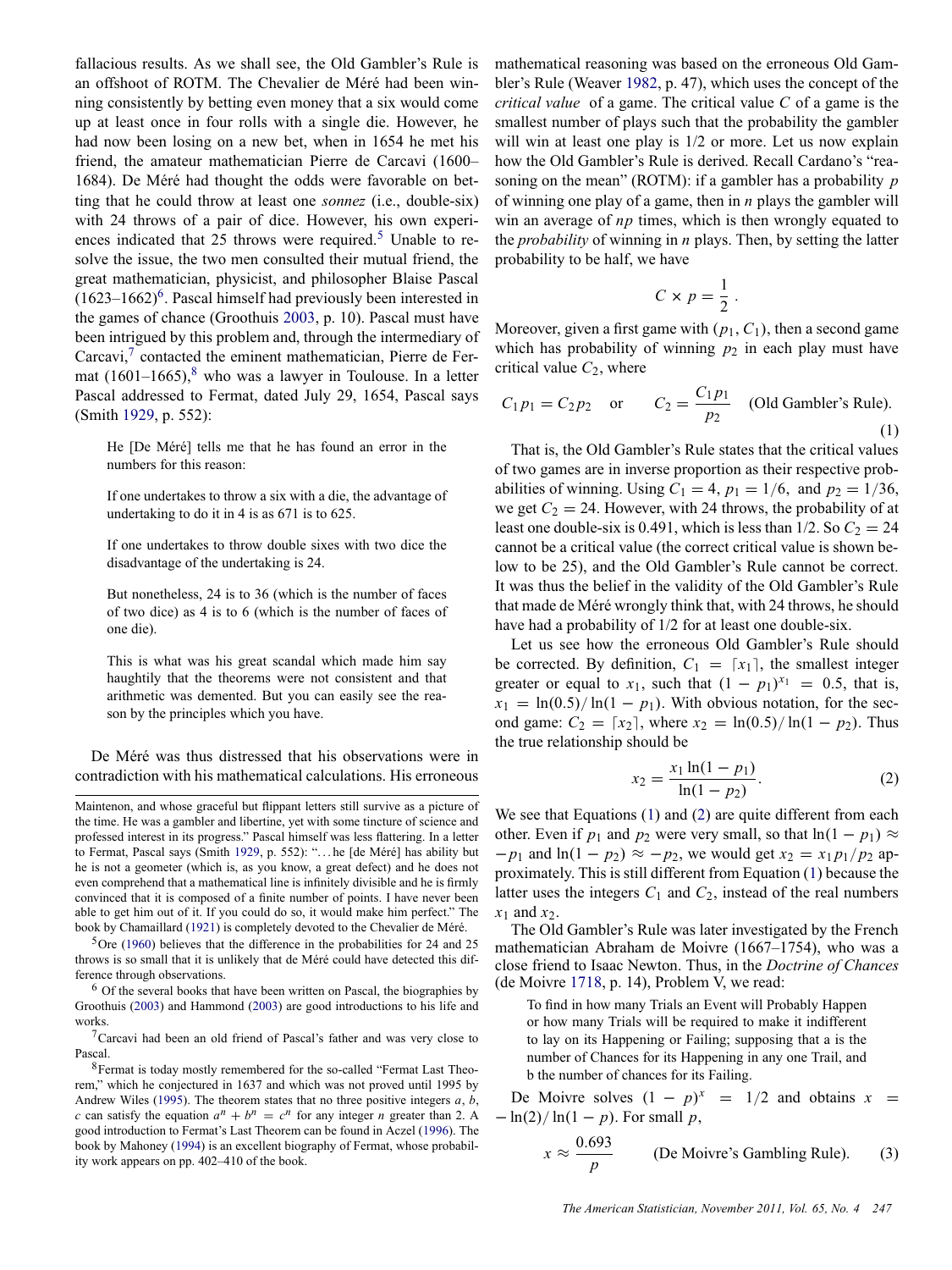fallacious results. As we shall see, the Old Gambler's Rule is an offshoot of ROTM. The Chevalier de Méré had been winning consistently by betting even money that a six would come up at least once in four rolls with a single die. However, he had now been losing on a new bet, when in 1654 he met his friend, the amateur mathematician Pierre de Carcavi (1600–1684). De Méré had thought the odds were favorable on betting that he could throw at least one *sonnez* (i.e., double-six) with 24 throws of a pair of dice. However, his own experiences indicated that 25 throws were required.[5] Unable to resolve the issue, the two men consulted their mutual friend, the great mathematician, physicist, and philosopher Blaise Pascal (1623–1662)[6]. Pascal himself had previously been interested in the games of chance (Groothuis 2003, p. 10). Pascal must have been intrigued by this problem and, through the intermediary of Carcavi,[7] contacted the eminent mathematician, Pierre de Fermat (1601–1665),[8] who was a lawyer in Toulouse. In a letter Pascal addressed to Fermat, dated July 29, 1654, Pascal says (Smith 1929, p. 552):

> He [De Méré] tells me that he has found an error in the numbers for this reason:
>
> If one undertakes to throw a six with a die, the advantage of undertaking to do it in 4 is as 671 is to 625.
>
> If one undertakes to throw double sixes with two dice the disadvantage of the undertaking is 24.
>
> But nonetheless, 24 is to 36 (which is the number of faces of two dice) as 4 is to 6 (which is the number of faces of one die).
>
> This is what was his great scandal which made him say haughtily that the theorems were not consistent and that arithmetic was demented. But you can easily see the reason by the principles which you have.

De Méré was thus distressed that his observations were in contradiction with his mathematical calculations. His erroneous mathematical reasoning was based on the erroneous Old Gambler's Rule (Weaver 1982, p. 47), which uses the concept of the *critical value* of a game. The critical value $C$ of a game is the smallest number of plays such that the probability the gambler will win at least one play is 1/2 or more. Let us now explain how the Old Gambler's Rule is derived. Recall Cardano's "reasoning on the mean" (ROTM): if a gambler has a probability $p$ of winning one play of a game, then in $n$ plays the gambler will win an average of $np$ times, which is then wrongly equated to the *probability* of winning in $n$ plays. Then, by setting the latter probability to be half, we have

$$C \times p = \frac{1}{2}.$$

Moreover, given a first game with $(p_1, C_1)$, then a second game which has probability of winning $p_2$ in each play must have critical value $C_2$, where

$$C_1 p_1 = C_2 p_2 \quad \text{or} \quad C_2 = \frac{C_1 p_1}{p_2} \quad \text{(Old Gambler's Rule).} \tag{1}$$

That is, the Old Gambler's Rule states that the critical values of two games are in inverse proportion as their respective probabilities of winning. Using $C_1 = 4$, $p_1 = 1/6$, and $p_2 = 1/36$, we get $C_2 = 24$. However, with 24 throws, the probability of at least one double-six is 0.491, which is less than 1/2. So $C_2 = 24$ cannot be a critical value (the correct critical value is shown below to be 25), and the Old Gambler's Rule cannot be correct. It was thus the belief in the validity of the Old Gambler's Rule that made de Méré wrongly think that, with 24 throws, he should have had a probability of 1/2 for at least one double-six.

Let us see how the erroneous Old Gambler's Rule should be corrected. By definition, $C_1 = \lceil x_1 \rceil$, the smallest integer greater or equal to $x_1$, such that $(1 - p_1)^{x_1} = 0.5$, that is, $x_1 = \ln(0.5)/\ln(1 - p_1)$. With obvious notation, for the second game: $C_2 = \lceil x_2 \rceil$, where $x_2 = \ln(0.5)/\ln(1 - p_2)$. Thus the true relationship should be

$$x_2 = \frac{x_1 \ln(1 - p_1)}{\ln(1 - p_2)}. \tag{2}$$

We see that Equations (1) and (2) are quite different from each other. Even if $p_1$ and $p_2$ were very small, so that $\ln(1 - p_1) \approx -p_1$ and $\ln(1 - p_2) \approx -p_2$, we would get $x_2 = x_1 p_1/p_2$ approximately. This is still different from Equation (1) because the latter uses the integers $C_1$ and $C_2$, instead of the real numbers $x_1$ and $x_2$.

The Old Gambler's Rule was later investigated by the French mathematician Abraham de Moivre (1667–1754), who was a close friend to Isaac Newton. Thus, in the *Doctrine of Chances* (de Moivre 1718, p. 14), Problem V, we read:

> To find in how many Trials an Event will Probably Happen or how many Trials will be required to make it indifferent to lay on its Happening or Failing; supposing that a is the number of Chances for its Happening in any one Trail, and b the number of chances for its Failing.

De Moivre solves $(1 - p)^x = 1/2$ and obtains $x = -\ln(2)/\ln(1 - p)$. For small $p$,

$$x \approx \frac{0.693}{p} \quad \text{(De Moivre's Gambling Rule).} \tag{3}$$

---

Maintenon, and whose graceful but flippant letters still survive as a picture of the time. He was a gambler and libertine, yet with some tincture of science and professed interest in its progress." Pascal himself was less flattering. In a letter to Fermat, Pascal says (Smith 1929, p. 552): "…he [de Méré] has ability but he is not a geometer (which is, as you know, a great defect) and he does not even comprehend that a mathematical line is infinitely divisible and he is firmly convinced that it is composed of a finite number of points. I have never been able to get him out of it. If you could do so, it would make him perfect." The book by Chamaillard (1921) is completely devoted to the Chevalier de Méré.

[5] Ore (1960) believes that the difference in the probabilities for 24 and 25 throws is so small that it is unlikely that de Méré could have detected this difference through observations.

[6] Of the several books that have been written on Pascal, the biographies by Groothuis (2003) and Hammond (2003) are good introductions to his life and works.

[7] Carcavi had been an old friend of Pascal's father and was very close to Pascal.

[8] Fermat is today mostly remembered for the so-called "Fermat Last Theorem," which he conjectured in 1637 and which was not proved until 1995 by Andrew Wiles (1995). The theorem states that no three positive integers $a$, $b$, $c$ can satisfy the equation $a^n + b^n = c^n$ for any integer $n$ greater than 2. A good introduction to Fermat's Last Theorem can be found in Aczel (1996). The book by Mahoney (1994) is an excellent biography of Fermat, whose probability work appears on pp. 402–410 of the book.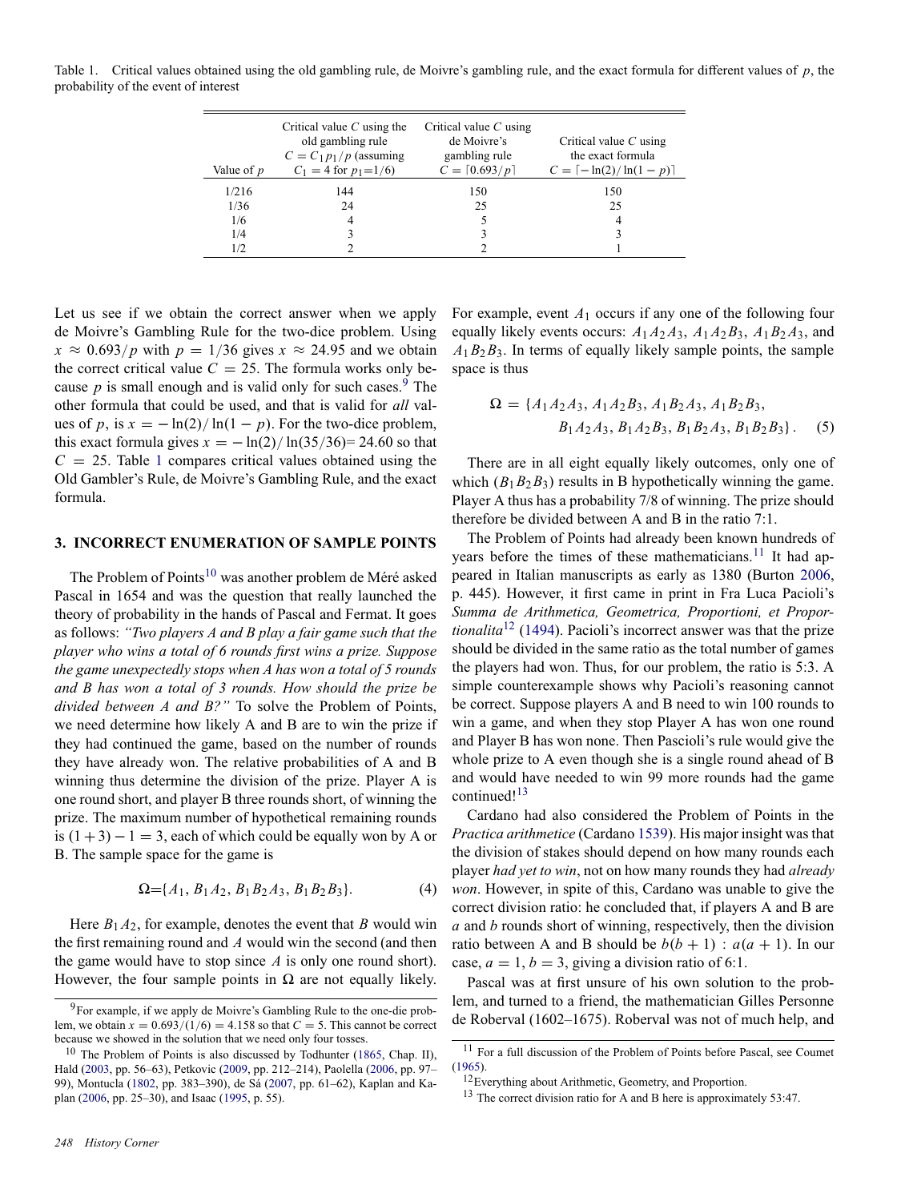Table 1. Critical values obtained using the old gambling rule, de Moivre's gambling rule, and the exact formula for different values of $p$, the probability of the event of interest

| Value of $p$ | Critical value $C$ using the old gambling rule $C = C_1 p_1/p$ (assuming $C_1 = 4$ for $p_1$=1/6) | Critical value $C$ using de Moivre's gambling rule $C = \lceil 0.693/p \rceil$ | Critical value $C$ using the exact formula $C = \lceil -\ln(2)/\ln(1-p) \rceil$ |
|---|---|---|---|
| 1/216 | 144 | 150 | 150 |
| 1/36 | 24 | 25 | 25 |
| 1/6 | 4 | 5 | 4 |
| 1/4 | 3 | 3 | 3 |
| 1/2 | 2 | 2 | 1 |

Let us see if we obtain the correct answer when we apply de Moivre's Gambling Rule for the two-dice problem. Using $x \approx 0.693/p$ with $p = 1/36$ gives $x \approx 24.95$ and we obtain the correct critical value $C = 25$. The formula works only because $p$ is small enough and is valid only for such cases.[9] The other formula that could be used, and that is valid for *all* values of $p$, is $x = -\ln(2)/\ln(1-p)$. For the two-dice problem, this exact formula gives $x = -\ln(2)/\ln(35/36)$= 24.60 so that $C = 25$. Table 1 compares critical values obtained using the Old Gambler's Rule, de Moivre's Gambling Rule, and the exact formula.

## 3. INCORRECT ENUMERATION OF SAMPLE POINTS

The Problem of Points[10] was another problem de Méré asked Pascal in 1654 and was the question that really launched the theory of probability in the hands of Pascal and Fermat. It goes as follows: *"Two players A and B play a fair game such that the player who wins a total of 6 rounds first wins a prize. Suppose the game unexpectedly stops when A has won a total of 5 rounds and B has won a total of 3 rounds. How should the prize be divided between A and B?"* To solve the Problem of Points, we need determine how likely A and B are to win the prize if they had continued the game, based on the number of rounds they have already won. The relative probabilities of A and B winning thus determine the division of the prize. Player A is one round short, and player B three rounds short, of winning the prize. The maximum number of hypothetical remaining rounds is $(1+3)-1 = 3$, each of which could be equally won by A or B. The sample space for the game is

$$\Omega = \{A_1, B_1A_2, B_1B_2A_3, B_1B_2B_3\}. \tag{4}$$

Here $B_1A_2$, for example, denotes the event that $B$ would win the first remaining round and $A$ would win the second (and then the game would have to stop since $A$ is only one round short). However, the four sample points in $\Omega$ are not equally likely. For example, event $A_1$ occurs if any one of the following four equally likely events occurs: $A_1A_2A_3$, $A_1A_2B_3$, $A_1B_2A_3$, and $A_1B_2B_3$. In terms of equally likely sample points, the sample space is thus

$$\Omega = \{A_1A_2A_3, A_1A_2B_3, A_1B_2A_3, A_1B_2B_3, B_1A_2A_3, B_1A_2B_3, B_1B_2A_3, B_1B_2B_3\}. \tag{5}$$

There are in all eight equally likely outcomes, only one of which ($B_1B_2B_3$) results in B hypothetically winning the game. Player A thus has a probability 7/8 of winning. The prize should therefore be divided between A and B in the ratio 7:1.

The Problem of Points had already been known hundreds of years before the times of these mathematicians.[11] It had appeared in Italian manuscripts as early as 1380 (Burton 2006, p. 445). However, it first came in print in Fra Luca Pacioli's *Summa de Arithmetica, Geometrica, Proportioni, et Proportionalita*[12] (1494). Pacioli's incorrect answer was that the prize should be divided in the same ratio as the total number of games the players had won. Thus, for our problem, the ratio is 5:3. A simple counterexample shows why Pacioli's reasoning cannot be correct. Suppose players A and B need to win 100 rounds to win a game, and when they stop Player A has won one round and Player B has won none. Then Pascioli's rule would give the whole prize to A even though she is a single round ahead of B and would have needed to win 99 more rounds had the game continued![13]

Cardano had also considered the Problem of Points in the *Practica arithmetice* (Cardano 1539). His major insight was that the division of stakes should depend on how many rounds each player *had yet to win*, not on how many rounds they had *already won*. However, in spite of this, Cardano was unable to give the correct division ratio: he concluded that, if players A and B are $a$ and $b$ rounds short of winning, respectively, then the division ratio between A and B should be $b(b+1) : a(a+1)$. In our case, $a = 1$, $b = 3$, giving a division ratio of 6:1.

Pascal was at first unsure of his own solution to the problem, and turned to a friend, the mathematician Gilles Personne de Roberval (1602–1675). Roberval was not of much help, and

[9] For example, if we apply de Moivre's Gambling Rule to the one-die problem, we obtain $x = 0.693/(1/6) = 4.158$ so that $C = 5$. This cannot be correct because we showed in the solution that we need only four tosses.

[10] The Problem of Points is also discussed by Todhunter (1865, Chap. II), Hald (2003, pp. 56–63), Petkovic (2009, pp. 212–214), Paolella (2006, pp. 97–99), Montucla (1802, pp. 383–390), de Sá (2007, pp. 61–62), Kaplan and Kaplan (2006, pp. 25–30), and Isaac (1995, p. 55).

[11] For a full discussion of the Problem of Points before Pascal, see Coumet (1965).

[12] Everything about Arithmetic, Geometry, and Proportion.

[13] The correct division ratio for A and B here is approximately 53:47.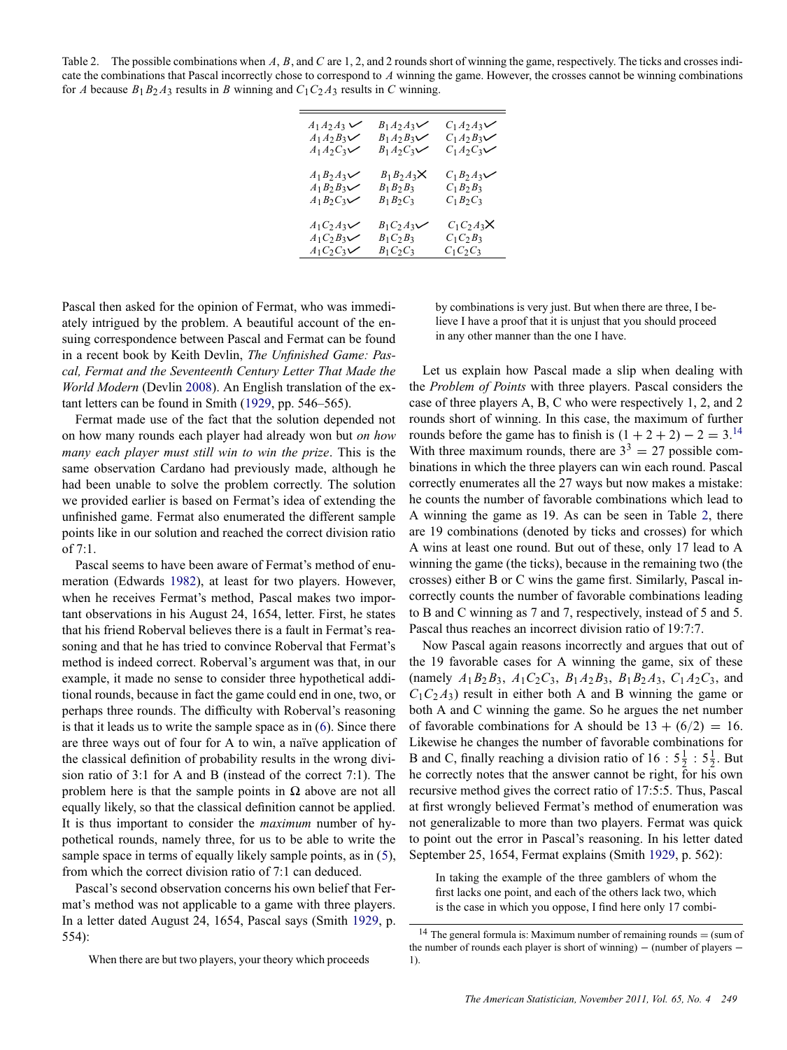Table 2. The possible combinations when $A$, $B$, and $C$ are 1, 2, and 2 rounds short of winning the game, respectively. The ticks and crosses indicate the combinations that Pascal incorrectly chose to correspond to $A$ winning the game. However, the crosses cannot be winning combinations for $A$ because $B_1B_2A_3$ results in $B$ winning and $C_1C_2A_3$ results in $C$ winning.

| | | |
|---|---|---|
| $A_1A_2A_3$ ✓ | $B_1A_2A_3$ ✓ | $C_1A_2A_3$ ✓ |
| $A_1A_2B_3$ ✓ | $B_1A_2B_3$ ✓ | $C_1A_2B_3$ ✓ |
| $A_1A_2C_3$ ✓ | $B_1A_2C_3$ ✓ | $C_1A_2C_3$ ✓ |
| $A_1B_2A_3$ ✓ | $B_1B_2A_3$ ✗ | $C_1B_2A_3$ ✓ |
| $A_1B_2B_3$ ✓ | $B_1B_2B_3$ | $C_1B_2B_3$ |
| $A_1B_2C_3$ ✓ | $B_1B_2C_3$ | $C_1B_2C_3$ |
| $A_1C_2A_3$ ✓ | $B_1C_2A_3$ ✓ | $C_1C_2A_3$ ✗ |
| $A_1C_2B_3$ ✓ | $B_1C_2B_3$ | $C_1C_2B_3$ |
| $A_1C_2C_3$ ✓ | $B_1C_2C_3$ | $C_1C_2C_3$ |

Pascal then asked for the opinion of Fermat, who was immediately intrigued by the problem. A beautiful account of the ensuing correspondence between Pascal and Fermat can be found in a recent book by Keith Devlin, *The Unfinished Game: Pascal, Fermat and the Seventeenth Century Letter That Made the World Modern* (Devlin 2008). An English translation of the extant letters can be found in Smith (1929, pp. 546–565).

Fermat made use of the fact that the solution depended not on how many rounds each player had already won but *on how many each player must still win to win the prize*. This is the same observation Cardano had previously made, although he had been unable to solve the problem correctly. The solution we provided earlier is based on Fermat's idea of extending the unfinished game. Fermat also enumerated the different sample points like in our solution and reached the correct division ratio of 7:1.

Pascal seems to have been aware of Fermat's method of enumeration (Edwards 1982), at least for two players. However, when he receives Fermat's method, Pascal makes two important observations in his August 24, 1654, letter. First, he states that his friend Roberval believes there is a fault in Fermat's reasoning and that he has tried to convince Roberval that Fermat's method is indeed correct. Roberval's argument was that, in our example, it made no sense to consider three hypothetical additional rounds, because in fact the game could end in one, two, or perhaps three rounds. The difficulty with Roberval's reasoning is that it leads us to write the sample space as in (6). Since there are three ways out of four for A to win, a naïve application of the classical definition of probability results in the wrong division ratio of 3:1 for A and B (instead of the correct 7:1). The problem here is that the sample points in $\Omega$ above are not all equally likely, so that the classical definition cannot be applied. It is thus important to consider the *maximum* number of hypothetical rounds, namely three, for us to be able to write the sample space in terms of equally likely sample points, as in (5), from which the correct division ratio of 7:1 can deduced.

Pascal's second observation concerns his own belief that Fermat's method was not applicable to a game with three players. In a letter dated August 24, 1654, Pascal says (Smith 1929, p. 554):

> When there are but two players, your theory which proceeds by combinations is very just. But when there are three, I believe I have a proof that it is unjust that you should proceed in any other manner than the one I have.

Let us explain how Pascal made a slip when dealing with the *Problem of Points* with three players. Pascal considers the case of three players A, B, C who were respectively 1, 2, and 2 rounds short of winning. In this case, the maximum of further rounds before the game has to finish is $(1 + 2 + 2) - 2 = 3$.[14] With three maximum rounds, there are $3^3 = 27$ possible combinations in which the three players can win each round. Pascal correctly enumerates all the 27 ways but now makes a mistake: he counts the number of favorable combinations which lead to A winning the game as 19. As can be seen in Table 2, there are 19 combinations (denoted by ticks and crosses) for which A wins at least one round. But out of these, only 17 lead to A winning the game (the ticks), because in the remaining two (the crosses) either B or C wins the game first. Similarly, Pascal incorrectly counts the number of favorable combinations leading to B and C winning as 7 and 7, respectively, instead of 5 and 5. Pascal thus reaches an incorrect division ratio of 19:7:7.

Now Pascal again reasons incorrectly and argues that out of the 19 favorable cases for A winning the game, six of these (namely $A_1B_2B_3$, $A_1C_2C_3$, $B_1A_2B_3$, $B_1B_2A_3$, $C_1A_2C_3$, and $C_1C_2A_3$) result in either both A and B winning the game or both A and C winning the game. So he argues the net number of favorable combinations for A should be $13 + (6/2) = 16$. Likewise he changes the number of favorable combinations for B and C, finally reaching a division ratio of $16 : 5\frac{1}{2} : 5\frac{1}{2}$. But he correctly notes that the answer cannot be right, for his own recursive method gives the correct ratio of 17:5:5. Thus, Pascal at first wrongly believed Fermat's method of enumeration was not generalizable to more than two players. Fermat was quick to point out the error in Pascal's reasoning. In his letter dated September 25, 1654, Fermat explains (Smith 1929, p. 562):

> In taking the example of the three gamblers of whom the first lacks one point, and each of the others lack two, which is the case in which you oppose, I find here only 17 combi-

[14] The general formula is: Maximum number of remaining rounds = (sum of the number of rounds each player is short of winning) − (number of players − 1).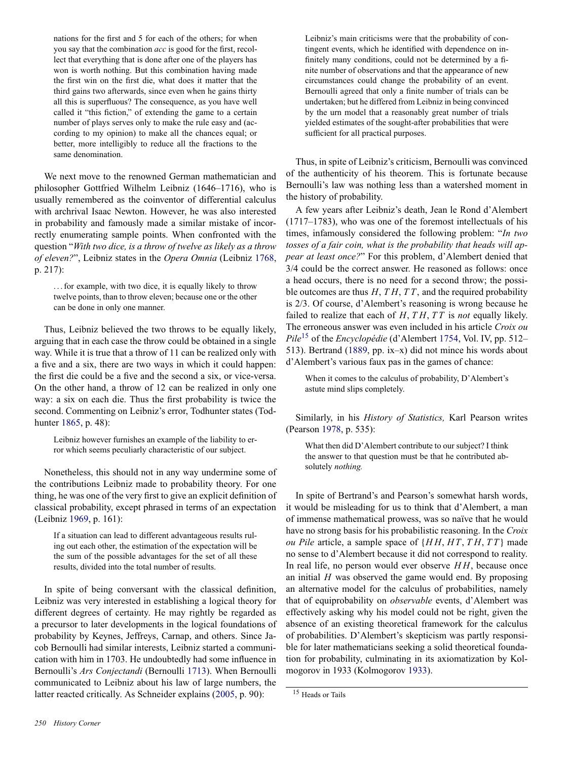> nations for the first and 5 for each of the others; for when you say that the combination *acc* is good for the first, recollect that everything that is done after one of the players has won is worth nothing. But this combination having made the first win on the first die, what does it matter that the third gains two afterwards, since even when he gains thirty all this is superfluous? The consequence, as you have well called it "this fiction," of extending the game to a certain number of plays serves only to make the rule easy and (according to my opinion) to make all the chances equal; or better, more intelligibly to reduce all the fractions to the same denomination.

We next move to the renowned German mathematician and philosopher Gottfried Wilhelm Leibniz (1646–1716), who is usually remembered as the coinventor of differential calculus with archrival Isaac Newton. However, he was also interested in probability and famously made a similar mistake of incorrectly enumerating sample points. When confronted with the question "*With two dice, is a throw of twelve as likely as a throw of eleven?*", Leibniz states in the *Opera Omnia* (Leibniz 1768, p. 217):

> . . . for example, with two dice, it is equally likely to throw twelve points, than to throw eleven; because one or the other can be done in only one manner.

Thus, Leibniz believed the two throws to be equally likely, arguing that in each case the throw could be obtained in a single way. While it is true that a throw of 11 can be realized only with a five and a six, there are two ways in which it could happen: the first die could be a five and the second a six, or vice-versa. On the other hand, a throw of 12 can be realized in only one way: a six on each die. Thus the first probability is twice the second. Commenting on Leibniz's error, Todhunter states (Todhunter 1865, p. 48):

> Leibniz however furnishes an example of the liability to error which seems peculiarly characteristic of our subject.

Nonetheless, this should not in any way undermine some of the contributions Leibniz made to probability theory. For one thing, he was one of the very first to give an explicit definition of classical probability, except phrased in terms of an expectation (Leibniz 1969, p. 161):

> If a situation can lead to different advantageous results ruling out each other, the estimation of the expectation will be the sum of the possible advantages for the set of all these results, divided into the total number of results.

In spite of being conversant with the classical definition, Leibniz was very interested in establishing a logical theory for different degrees of certainty. He may rightly be regarded as a precursor to later developments in the logical foundations of probability by Keynes, Jeffreys, Carnap, and others. Since Jacob Bernoulli had similar interests, Leibniz started a communication with him in 1703. He undoubtedly had some influence in Bernoulli's *Ars Conjectandi* (Bernoulli 1713). When Bernoulli communicated to Leibniz about his law of large numbers, the latter reacted critically. As Schneider explains (2005, p. 90):

> Leibniz's main criticisms were that the probability of contingent events, which he identified with dependence on infinitely many conditions, could not be determined by a finite number of observations and that the appearance of new circumstances could change the probability of an event. Bernoulli agreed that only a finite number of trials can be undertaken; but he differed from Leibniz in being convinced by the urn model that a reasonably great number of trials yielded estimates of the sought-after probabilities that were sufficient for all practical purposes.

Thus, in spite of Leibniz's criticism, Bernoulli was convinced of the authenticity of his theorem. This is fortunate because Bernoulli's law was nothing less than a watershed moment in the history of probability.

A few years after Leibniz's death, Jean le Rond d'Alembert (1717–1783), who was one of the foremost intellectuals of his times, infamously considered the following problem: "*In two tosses of a fair coin, what is the probability that heads will appear at least once?*" For this problem, d'Alembert denied that 3/4 could be the correct answer. He reasoned as follows: once a head occurs, there is no need for a second throw; the possible outcomes are thus $H$, $TH$, $TT$, and the required probability is 2/3. Of course, d'Alembert's reasoning is wrong because he failed to realize that each of $H$, $TH$, $TT$ is *not* equally likely. The erroneous answer was even included in his article *Croix ou Pile*[15] of the *Encyclopédie* (d'Alembert 1754, Vol. IV, pp. 512–513). Bertrand (1889, pp. ix–x) did not mince his words about d'Alembert's various faux pas in the games of chance:

> When it comes to the calculus of probability, D'Alembert's astute mind slips completely.

Similarly, in his *History of Statistics,* Karl Pearson writes (Pearson 1978, p. 535):

> What then did D'Alembert contribute to our subject? I think the answer to that question must be that he contributed absolutely *nothing.*

In spite of Bertrand's and Pearson's somewhat harsh words, it would be misleading for us to think that d'Alembert, a man of immense mathematical prowess, was so naïve that he would have no strong basis for his probabilistic reasoning. In the *Croix ou Pile* article, a sample space of $\{HH, HT, TH, TT\}$ made no sense to d'Alembert because it did not correspond to reality. In real life, no person would ever observe $HH$, because once an initial $H$ was observed the game would end. By proposing an alternative model for the calculus of probabilities, namely that of equiprobability on *observable* events, d'Alembert was effectively asking why his model could not be right, given the absence of an existing theoretical framework for the calculus of probabilities. D'Alembert's skepticism was partly responsible for later mathematicians seeking a solid theoretical foundation for probability, culminating in its axiomatization by Kolmogorov in 1933 (Kolmogorov 1933).

[15] Heads or Tails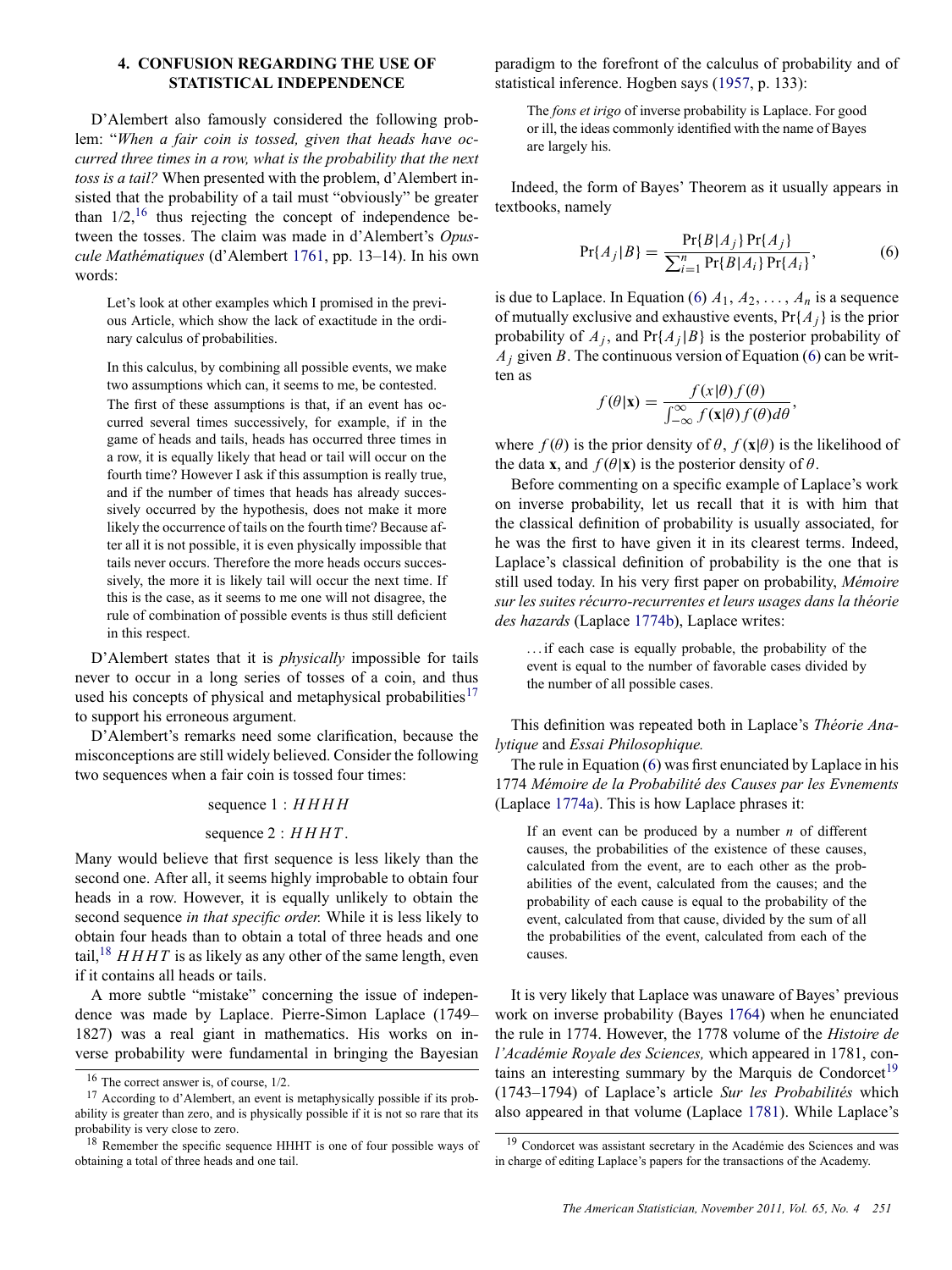## 4. CONFUSION REGARDING THE USE OF STATISTICAL INDEPENDENCE

D'Alembert also famously considered the following problem: "*When a fair coin is tossed, given that heads have occurred three times in a row, what is the probability that the next toss is a tail?* When presented with the problem, d'Alembert insisted that the probability of a tail must "obviously" be greater than 1/2,[16] thus rejecting the concept of independence between the tosses. The claim was made in d'Alembert's *Opuscule Mathématiques* (d'Alembert 1761, pp. 13–14). In his own words:

> Let's look at other examples which I promised in the previous Article, which show the lack of exactitude in the ordinary calculus of probabilities.
>
> In this calculus, by combining all possible events, we make two assumptions which can, it seems to me, be contested.
> The first of these assumptions is that, if an event has occurred several times successively, for example, if in the game of heads and tails, heads has occurred three times in a row, it is equally likely that head or tail will occur on the fourth time? However I ask if this assumption is really true, and if the number of times that heads has already successively occurred by the hypothesis, does not make it more likely the occurrence of tails on the fourth time? Because after all it is not possible, it is even physically impossible that tails never occurs. Therefore the more heads occurs successively, the more it is likely tail will occur the next time. If this is the case, as it seems to me one will not disagree, the rule of combination of possible events is thus still deficient in this respect.

D'Alembert states that it is *physically* impossible for tails never to occur in a long series of tosses of a coin, and thus used his concepts of physical and metaphysical probabilities[17] to support his erroneous argument.

D'Alembert's remarks need some clarification, because the misconceptions are still widely believed. Consider the following two sequences when a fair coin is tossed four times:

$$\text{sequence 1} : HHHH$$

$$\text{sequence 2} : HHHT.$$

Many would believe that first sequence is less likely than the second one. After all, it seems highly improbable to obtain four heads in a row. However, it is equally unlikely to obtain the second sequence *in that specific order.* While it is less likely to obtain four heads than to obtain a total of three heads and one tail,[18] $HHHT$ is as likely as any other of the same length, even if it contains all heads or tails.

A more subtle "mistake" concerning the issue of independence was made by Laplace. Pierre-Simon Laplace (1749–1827) was a real giant in mathematics. His works on inverse probability were fundamental in bringing the Bayesian paradigm to the forefront of the calculus of probability and of statistical inference. Hogben says (1957, p. 133):

> The *fons et irigo* of inverse probability is Laplace. For good or ill, the ideas commonly identified with the name of Bayes are largely his.

Indeed, the form of Bayes' Theorem as it usually appears in textbooks, namely

$$\Pr\{A_j|B\} = \frac{\Pr\{B|A_j\}\Pr\{A_j\}}{\sum_{i=1}^{n}\Pr\{B|A_i\}\Pr\{A_i\}}, \tag{6}$$

is due to Laplace. In Equation (6) $A_1, A_2, \ldots, A_n$ is a sequence of mutually exclusive and exhaustive events, $\Pr\{A_j\}$ is the prior probability of $A_j$, and $\Pr\{A_j|B\}$ is the posterior probability of $A_j$ given $B$. The continuous version of Equation (6) can be written as

$$f(\theta|\mathbf{x}) = \frac{f(x|\theta)f(\theta)}{\int_{-\infty}^{\infty} f(\mathbf{x}|\theta)f(\theta)d\theta},$$

where $f(\theta)$ is the prior density of $\theta$, $f(\mathbf{x}|\theta)$ is the likelihood of the data $\mathbf{x}$, and $f(\theta|\mathbf{x})$ is the posterior density of $\theta$.

Before commenting on a specific example of Laplace's work on inverse probability, let us recall that it is with him that the classical definition of probability is usually associated, for he was the first to have given it in its clearest terms. Indeed, Laplace's classical definition of probability is the one that is still used today. In his very first paper on probability, *Mémoire sur les suites récurro-recurrentes et leurs usages dans la théorie des hazards* (Laplace 1774b), Laplace writes:

> ...if each case is equally probable, the probability of the event is equal to the number of favorable cases divided by the number of all possible cases.

This definition was repeated both in Laplace's *Théorie Analytique* and *Essai Philosophique.*

The rule in Equation (6) was first enunciated by Laplace in his 1774 *Mémoire de la Probabilité des Causes par les Evnements* (Laplace 1774a). This is how Laplace phrases it:

> If an event can be produced by a number *n* of different causes, the probabilities of the existence of these causes, calculated from the event, are to each other as the probabilities of the event, calculated from the causes; and the probability of each cause is equal to the probability of the event, calculated from that cause, divided by the sum of all the probabilities of the event, calculated from each of the causes.

It is very likely that Laplace was unaware of Bayes' previous work on inverse probability (Bayes 1764) when he enunciated the rule in 1774. However, the 1778 volume of the *Histoire de l'Académie Royale des Sciences,* which appeared in 1781, contains an interesting summary by the Marquis de Condorcet[19] (1743–1794) of Laplace's article *Sur les Probabilités* which also appeared in that volume (Laplace 1781). While Laplace's

---

[16] The correct answer is, of course, 1/2.

[17] According to d'Alembert, an event is metaphysically possible if its probability is greater than zero, and is physically possible if it is not so rare that its probability is very close to zero.

[18] Remember the specific sequence HHHT is one of four possible ways of obtaining a total of three heads and one tail.

[19] Condorcet was assistant secretary in the Académie des Sciences and was in charge of editing Laplace's papers for the transactions of the Academy.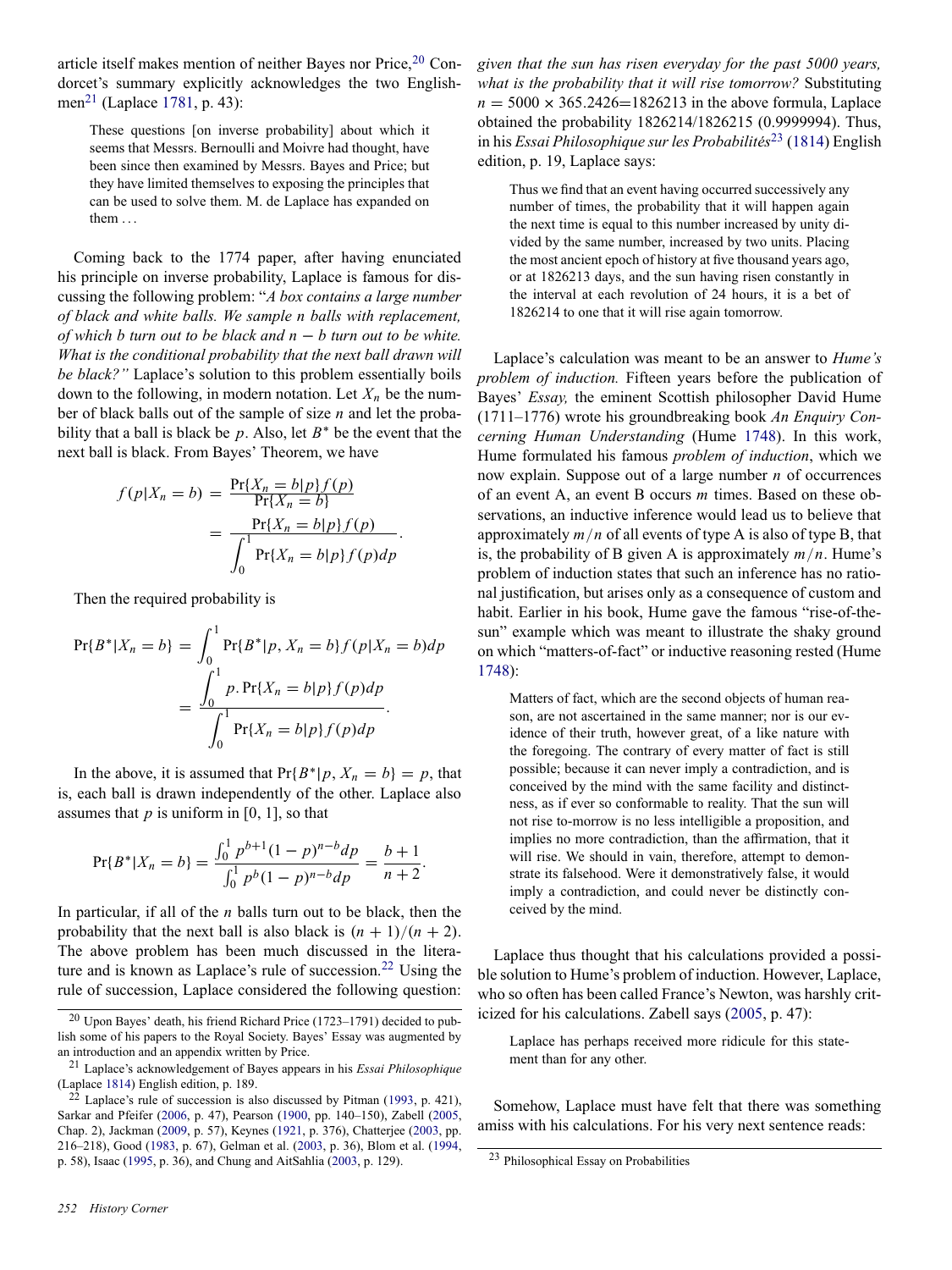article itself makes mention of neither Bayes nor Price,[20] Condorcet's summary explicitly acknowledges the two Englishmen[21] (Laplace 1781, p. 43):

> These questions [on inverse probability] about which it seems that Messrs. Bernoulli and Moivre had thought, have been since then examined by Messrs. Bayes and Price; but they have limited themselves to exposing the principles that can be used to solve them. M. de Laplace has expanded on them . . .

Coming back to the 1774 paper, after having enunciated his principle on inverse probability, Laplace is famous for discussing the following problem: "*A box contains a large number of black and white balls. We sample n balls with replacement, of which b turn out to be black and n − b turn out to be white. What is the conditional probability that the next ball drawn will be black?*" Laplace's solution to this problem essentially boils down to the following, in modern notation. Let $X_n$ be the number of black balls out of the sample of size $n$ and let the probability that a ball is black be $p$. Also, let $B^*$ be the event that the next ball is black. From Bayes' Theorem, we have

$$f(p|X_n = b) = \frac{\Pr\{X_n = b|p\}f(p)}{\Pr\{X_n = b\}} = \frac{\Pr\{X_n = b|p\}f(p)}{\int_0^1 \Pr\{X_n = b|p\}f(p)dp}.$$

Then the required probability is

$$\Pr\{B^*|X_n = b\} = \int_0^1 \Pr\{B^*|p, X_n = b\}f(p|X_n = b)dp = \frac{\int_0^1 p.\Pr\{X_n = b|p\}f(p)dp}{\int_0^1 \Pr\{X_n = b|p\}f(p)dp}.$$

In the above, it is assumed that $\Pr\{B^*|p, X_n = b\} = p$, that is, each ball is drawn independently of the other. Laplace also assumes that $p$ is uniform in [0, 1], so that

$$\Pr\{B^*|X_n = b\} = \frac{\int_0^1 p^{b+1}(1-p)^{n-b}dp}{\int_0^1 p^b(1-p)^{n-b}dp} = \frac{b+1}{n+2}.$$

In particular, if all of the $n$ balls turn out to be black, then the probability that the next ball is also black is $(n+1)/(n+2)$. The above problem has been much discussed in the literature and is known as Laplace's rule of succession.[22] Using the rule of succession, Laplace considered the following question: *given that the sun has risen everyday for the past 5000 years, what is the probability that it will rise tomorrow?* Substituting $n = 5000 \times 365.2426 = 1826213$ in the above formula, Laplace obtained the probability 1826214/1826215 (0.9999994). Thus, in his *Essai Philosophique sur les Probabilités*[23] (1814) English edition, p. 19, Laplace says:

> Thus we find that an event having occurred successively any number of times, the probability that it will happen again the next time is equal to this number increased by unity divided by the same number, increased by two units. Placing the most ancient epoch of history at five thousand years ago, or at 1826213 days, and the sun having risen constantly in the interval at each revolution of 24 hours, it is a bet of 1826214 to one that it will rise again tomorrow.

Laplace's calculation was meant to be an answer to *Hume's problem of induction.* Fifteen years before the publication of Bayes' *Essay,* the eminent Scottish philosopher David Hume (1711–1776) wrote his groundbreaking book *An Enquiry Concerning Human Understanding* (Hume 1748). In this work, Hume formulated his famous *problem of induction*, which we now explain. Suppose out of a large number $n$ of occurrences of an event A, an event B occurs $m$ times. Based on these observations, an inductive inference would lead us to believe that approximately $m/n$ of all events of type A is also of type B, that is, the probability of B given A is approximately $m/n$. Hume's problem of induction states that such an inference has no rational justification, but arises only as a consequence of custom and habit. Earlier in his book, Hume gave the famous "rise-of-the-sun" example which was meant to illustrate the shaky ground on which "matters-of-fact" or inductive reasoning rested (Hume 1748):

> Matters of fact, which are the second objects of human reason, are not ascertained in the same manner; nor is our evidence of their truth, however great, of a like nature with the foregoing. The contrary of every matter of fact is still possible; because it can never imply a contradiction, and is conceived by the mind with the same facility and distinctness, as if ever so conformable to reality. That the sun will not rise to-morrow is no less intelligible a proposition, and implies no more contradiction, than the affirmation, that it will rise. We should in vain, therefore, attempt to demonstrate its falsehood. Were it demonstratively false, it would imply a contradiction, and could never be distinctly conceived by the mind.

Laplace thus thought that his calculations provided a possible solution to Hume's problem of induction. However, Laplace, who so often has been called France's Newton, was harshly criticized for his calculations. Zabell says (2005, p. 47):

> Laplace has perhaps received more ridicule for this statement than for any other.

Somehow, Laplace must have felt that there was something amiss with his calculations. For his very next sentence reads:

---

[20] Upon Bayes' death, his friend Richard Price (1723–1791) decided to publish some of his papers to the Royal Society. Bayes' Essay was augmented by an introduction and an appendix written by Price.

[21] Laplace's acknowledgement of Bayes appears in his *Essai Philosophique* (Laplace 1814) English edition, p. 189.

[22] Laplace's rule of succession is also discussed by Pitman (1993, p. 421), Sarkar and Pfeifer (2006, p. 47), Pearson (1900, pp. 140–150), Zabell (2005, Chap. 2), Jackman (2009, p. 57), Keynes (1921, p. 376), Chatterjee (2003, pp. 216–218), Good (1983, p. 67), Gelman et al. (2003, p. 36), Blom et al. (1994, p. 58), Isaac (1995, p. 36), and Chung and AitSahlia (2003, p. 129).

[23] Philosophical Essay on Probabilities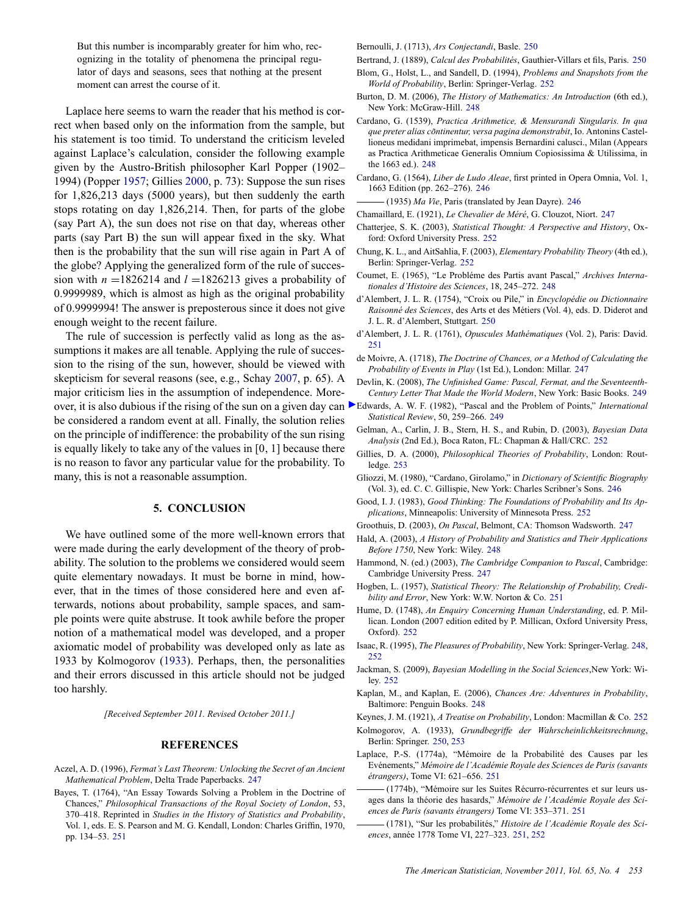But this number is incomparably greater for him who, recognizing in the totality of phenomena the principal regulator of days and seasons, sees that nothing at the present moment can arrest the course of it.

Laplace here seems to warn the reader that his method is correct when based only on the information from the sample, but his statement is too timid. To understand the criticism leveled against Laplace's calculation, consider the following example given by the Austro-British philosopher Karl Popper (1902–1994) (Popper 1957; Gillies 2000, p. 73): Suppose the sun rises for 1,826,213 days (5000 years), but then suddenly the earth stops rotating on day 1,826,214. Then, for parts of the globe (say Part A), the sun does not rise on that day, whereas other parts (say Part B) the sun will appear fixed in the sky. What then is the probability that the sun will rise again in Part A of the globe? Applying the generalized form of the rule of succession with $n = 1826214$ and $l = 1826213$ gives a probability of 0.9999989, which is almost as high as the original probability of 0.9999994! The answer is preposterous since it does not give enough weight to the recent failure.

The rule of succession is perfectly valid as long as the assumptions it makes are all tenable. Applying the rule of succession to the rising of the sun, however, should be viewed with skepticism for several reasons (see, e.g., Schay 2007, p. 65). A major criticism lies in the assumption of independence. Moreover, it is also dubious if the rising of the sun on a given day can be considered a random event at all. Finally, the solution relies on the principle of indifference: the probability of the sun rising is equally likely to take any of the values in [0, 1] because there is no reason to favor any particular value for the probability. To many, this is not a reasonable assumption.

## 5. CONCLUSION

We have outlined some of the more well-known errors that were made during the early development of the theory of probability. The solution to the problems we considered would seem quite elementary nowadays. It must be borne in mind, however, that in the times of those considered here and even afterwards, notions about probability, sample spaces, and sample points were quite abstruse. It took awhile before the proper notion of a mathematical model was developed, and a proper axiomatic model of probability was developed only as late as 1933 by Kolmogorov (1933). Perhaps, then, the personalities and their errors discussed in this article should not be judged too harshly.

*[Received September 2011. Revised October 2011.]*

## REFERENCES

Aczel, A. D. (1996), *Fermat's Last Theorem: Unlocking the Secret of an Ancient Mathematical Problem*, Delta Trade Paperbacks. 247

Bayes, T. (1764), "An Essay Towards Solving a Problem in the Doctrine of Chances," *Philosophical Transactions of the Royal Society of London*, 53, 370–418. Reprinted in *Studies in the History of Statistics and Probability*, Vol. 1, eds. E. S. Pearson and M. G. Kendall, London: Charles Griffin, 1970, pp. 134–53. 251

Bernoulli, J. (1713), *Ars Conjectandi*, Basle. 250

Bertrand, J. (1889), *Calcul des Probabilités*, Gauthier-Villars et fils, Paris. 250

Blom, G., Holst, L., and Sandell, D. (1994), *Problems and Snapshots from the World of Probability*, Berlin: Springer-Verlag. 252

Burton, D. M. (2006), *The History of Mathematics: An Introduction* (6th ed.), New York: McGraw-Hill. 248

Cardano, G. (1539), *Practica Arithmetice, & Mensurandi Singularis. In qua que preter alias cōntinentur, versa pagina demonstrabit*, Io. Antonins Castellioneus medidani imprimebat, impensis Bernardini calusci., Milan (Appears as Practica Arithmeticae Generalis Omnium Copiosissima & Utilissima, in the 1663 ed.). 248

Cardano, G. (1564), *Liber de Ludo Aleae*, first printed in Opera Omnia, Vol. 1, 1663 Edition (pp. 262–276). 246

——— (1935) *Ma Vie*, Paris (translated by Jean Dayre). 246

Chamaillard, E. (1921), *Le Chevalier de Méré*, G. Clouzot, Niort. 247

Chatterjee, S. K. (2003), *Statistical Thought: A Perspective and History*, Oxford: Oxford University Press. 252

Chung, K. L., and AitSahlia, F. (2003), *Elementary Probability Theory* (4th ed.), Berlin: Springer-Verlag. 252

Coumet, E. (1965), "Le Probléme des Partis avant Pascal," *Archives Internationales d'Histoire des Sciences*, 18, 245–272. 248

d'Alembert, J. L. R. (1754), "Croix ou Pile," in *Encyclopédie ou Dictionnaire Raisonné des Sciences*, des Arts et des Métiers (Vol. 4), eds. D. Diderot and J. L. R. d'Alembert, Stuttgart. 250

d'Alembert, J. L. R. (1761), *Opuscules Mathématiques* (Vol. 2), Paris: David. 251

de Moivre, A. (1718), *The Doctrine of Chances, or a Method of Calculating the Probability of Events in Play* (1st Ed.), London: Millar. 247

Devlin, K. (2008), *The Unfinished Game: Pascal, Fermat, and the Seventeenth-Century Letter That Made the World Modern*, New York: Basic Books. 249

Edwards, A. W. F. (1982), "Pascal and the Problem of Points," *International Statistical Review*, 50, 259–266. 249

Gelman, A., Carlin, J. B., Stern, H. S., and Rubin, D. (2003), *Bayesian Data Analysis* (2nd Ed.), Boca Raton, FL: Chapman & Hall/CRC. 252

Gillies, D. A. (2000), *Philosophical Theories of Probability*, London: Routledge. 253

Gliozzi, M. (1980), "Cardano, Girolamo," in *Dictionary of Scientific Biography* (Vol. 3), ed. C. C. Gillispie, New York: Charles Scribner's Sons. 246

Good, I. J. (1983), *Good Thinking: The Foundations of Probability and Its Applications*, Minneapolis: University of Minnesota Press. 252

Groothuis, D. (2003), *On Pascal*, Belmont, CA: Thomson Wadsworth. 247

Hald, A. (2003), *A History of Probability and Statistics and Their Applications Before 1750*, New York: Wiley. 248

Hammond, N. (ed.) (2003), *The Cambridge Companion to Pascal*, Cambridge: Cambridge University Press. 247

Hogben, L. (1957), *Statistical Theory: The Relationship of Probability, Credibility and Error*, New York: W.W. Norton & Co. 251

Hume, D. (1748), *An Enquiry Concerning Human Understanding*, ed. P. Millican. London (2007 edition edited by P. Millican, Oxford University Press, Oxford). 252

Isaac, R. (1995), *The Pleasures of Probability*, New York: Springer-Verlag. 248, 252

Jackman, S. (2009), *Bayesian Modelling in the Social Sciences*,New York: Wiley. 252

Kaplan, M., and Kaplan, E. (2006), *Chances Are: Adventures in Probability*, Baltimore: Penguin Books. 248

Keynes, J. M. (1921), *A Treatise on Probability*, London: Macmillan & Co. 252

Kolmogorov, A. (1933), *Grundbegriffe der Wahrscheinlichkeitsrechnung*, Berlin: Springer. 250, 253

Laplace, P.-S. (1774a), "Mémoire de la Probabilité des Causes par les Evénements," *Mémoire de l'Académie Royale des Sciences de Paris (savants étrangers)*, Tome VI: 621–656. 251

——— (1774b), "Mémoire sur les Suites Récurro-récurrentes et sur leurs usages dans la théorie des hasards," *Mémoire de l'Académie Royale des Sciences de Paris (savants étrangers)* Tome VI: 353–371. 251

——— (1781), "Sur les probabilités," *Histoire de l'Académie Royale des Sciences*, année 1778 Tome VI, 227–323. 251, 252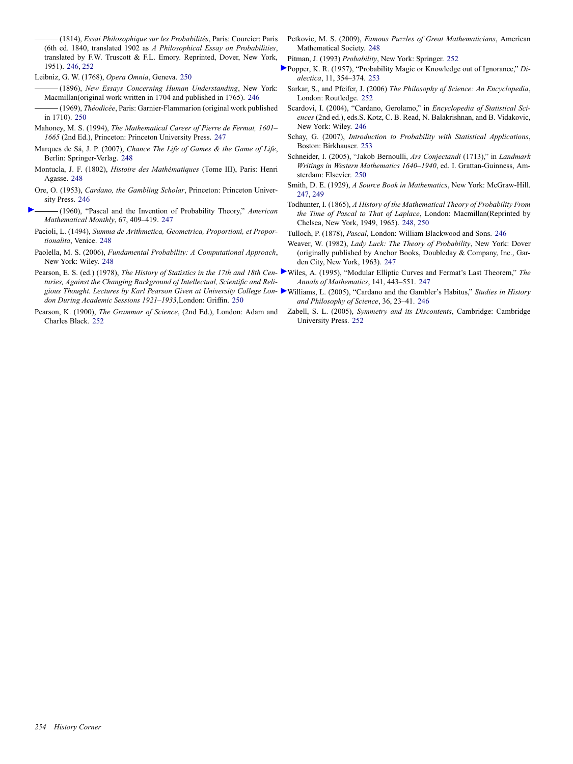——— (1814), *Essai Philosophique sur les Probabilités*, Paris: Courcier: Paris (6th ed. 1840, translated 1902 as *A Philosophical Essay on Probabilities*, translated by F.W. Truscott & F.L. Emory. Reprinted, Dover, New York, 1951). 246, 252

Leibniz, G. W. (1768), *Opera Omnia*, Geneva. 250

——— (1896), *New Essays Concerning Human Understanding*, New York: Macmillan(original work written in 1704 and published in 1765). 246

——— (1969), *Théodicée*, Paris: Garnier-Flammarion (original work published in 1710). 250

Mahoney, M. S. (1994), *The Mathematical Career of Pierre de Fermat, 1601–1665* (2nd Ed.), Princeton: Princeton University Press. 247

Marques de Sá, J. P. (2007), *Chance The Life of Games & the Game of Life*, Berlin: Springer-Verlag. 248

Montucla, J. F. (1802), *Histoire des Mathématiques* (Tome III), Paris: Henri Agasse. 248

Ore, O. (1953), *Cardano, the Gambling Scholar*, Princeton: Princeton University Press. 246

——— (1960), "Pascal and the Invention of Probability Theory," *American Mathematical Monthly*, 67, 409–419. 247

Pacioli, L. (1494), *Summa de Arithmetica, Geometrica, Proportioni, et Proportionalita*, Venice. 248

Paolella, M. S. (2006), *Fundamental Probability: A Computational Approach*, New York: Wiley. 248

Pearson, E. S. (ed.) (1978), *The History of Statistics in the 17th and 18th Centuries, Against the Changing Background of Intellectual, Scientific and Religious Thought. Lectures by Karl Pearson Given at University College London During Academic Sessions 1921–1933*,London: Griffin. 250

Pearson, K. (1900), *The Grammar of Science*, (2nd Ed.), London: Adam and Charles Black. 252

Petkovic, M. S. (2009), *Famous Puzzles of Great Mathematicians*, American Mathematical Society. 248

Pitman, J. (1993) *Probability*, New York: Springer. 252

Popper, K. R. (1957), "Probability Magic or Knowledge out of Ignorance," *Dialectica*, 11, 354–374. 253

Sarkar, S., and Pfeifer, J. (2006) *The Philosophy of Science: An Encyclopedia*, London: Routledge. 252

Scardovi, I. (2004), "Cardano, Gerolamo," in *Encyclopedia of Statistical Sciences* (2nd ed.), eds.S. Kotz, C. B. Read, N. Balakrishnan, and B. Vidakovic, New York: Wiley. 246

Schay, G. (2007), *Introduction to Probability with Statistical Applications*, Boston: Birkhauser. 253

Schneider, I. (2005), "Jakob Bernoulli, *Ars Conjectandi* (1713)," in *Landmark Writings in Western Mathematics 1640–1940*, ed. I. Grattan-Guinness, Amsterdam: Elsevier. 250

Smith, D. E. (1929), *A Source Book in Mathematics*, New York: McGraw-Hill. 247, 249

Todhunter, I. (1865), *A History of the Mathematical Theory of Probability From the Time of Pascal to That of Laplace*, London: Macmillan(Reprinted by Chelsea, New York, 1949, 1965). 248, 250

Tulloch, P. (1878), *Pascal*, London: William Blackwood and Sons. 246

Weaver, W. (1982), *Lady Luck: The Theory of Probability*, New York: Dover (originally published by Anchor Books, Doubleday & Company, Inc., Garden City, New York, 1963). 247

Wiles, A. (1995), "Modular Elliptic Curves and Fermat's Last Theorem," *The Annals of Mathematics*, 141, 443–551. 247

Williams, L. (2005), "Cardano and the Gambler's Habitus," *Studies in History and Philosophy of Science*, 36, 23–41. 246

Zabell, S. L. (2005), *Symmetry and its Discontents*, Cambridge: Cambridge University Press. 252